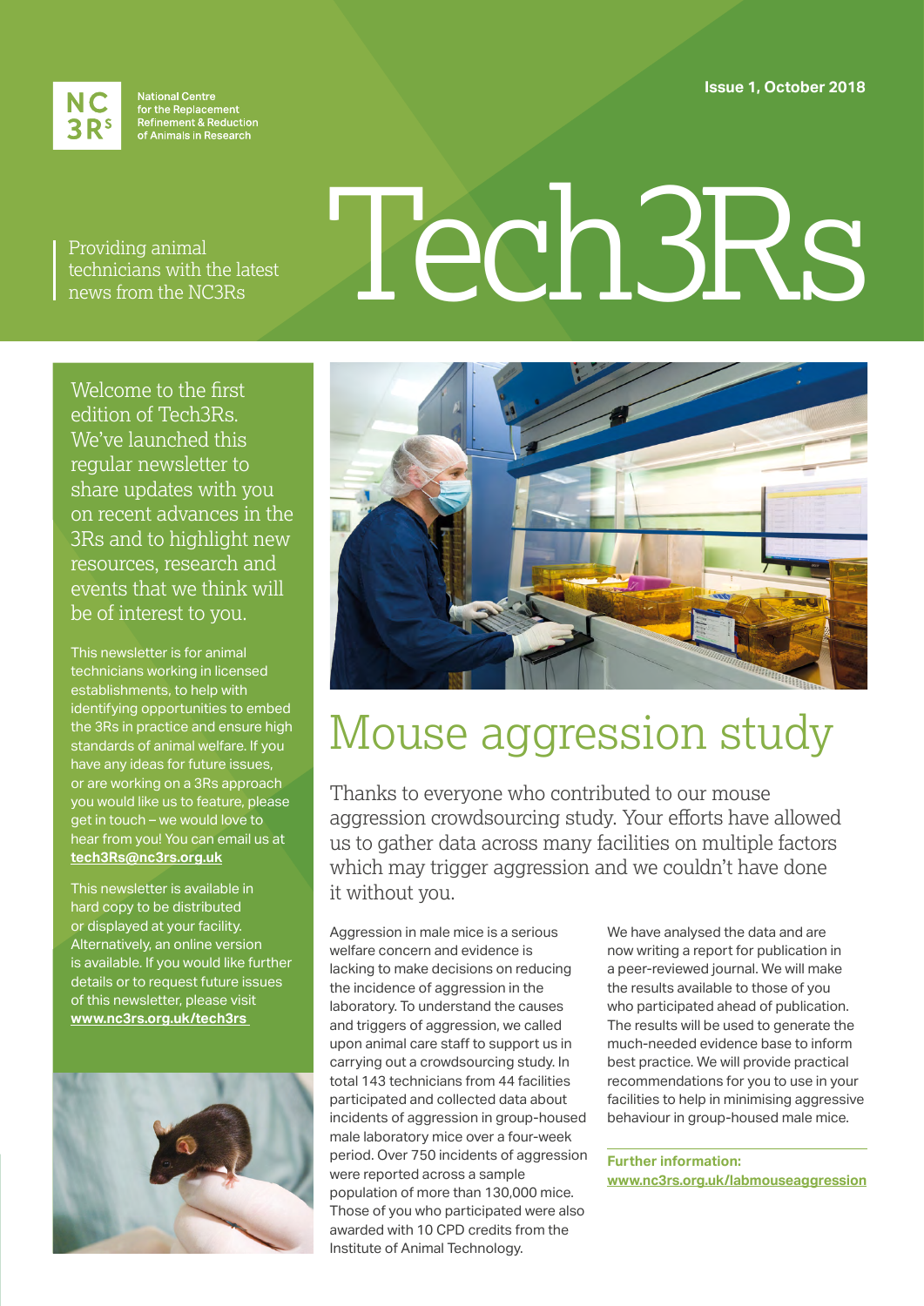National Centre for the Replacement Refinement & Reduction of Animals in Research

Issue 1, October 2018

# Tech3Rs

Providing animal technicians with the latest news from the NC3Rs

Welcome to the first edition of Tech3Rs. We've launched this regular newsletter to share updates with you on recent advances in the 3Rs and to highlight new resources, research and events that we think will be of interest to you.

This newsletter is for animal technicians working in licensed establishments, to help with identifying opportunities to embed the 3Rs in practice and ensure high standards of animal welfare. If you have any ideas for future issues, or are working on a 3Rs approach you would like us to feature, please get in touch – we would love to hear from you! You can email us at **tech3Rs@nc3rs.org.uk**

This newsletter is available in hard copy to be distributed or displayed at your facility. Alternatively, an online version is available. If you would like further details or to request future issues of this newsletter, please visit **www.nc3rs.org.uk/tech3rs**

## Mouse aggression study

Thanks to everyone who contributed to our mouse aggression crowdsourcing study. Your efforts have allowed us to gather data across many facilities on multiple factors which may trigger aggression and we couldn't have done it without you.

Aggression in male mice is a serious welfare concern and evidence is lacking to make decisions on reducing the incidence of aggression in the laboratory. To understand the causes and triggers of aggression, we called upon animal care staff to support us in carrying out a crowdsourcing study. In total 143 technicians from 44 facilities participated and collected data about incidents of aggression in group-housed male laboratory mice over a four-week period. Over 750 incidents of aggression were reported across a sample population of more than 130,000 mice. Those of you who participated were also awarded with 10 CPD credits from the Institute of Animal Technology.

We have analysed the data and are now writing a report for publication in a peer-reviewed journal. We will make the results available to those of you who participated ahead of publication. The results will be used to generate the much-needed evidence base to inform best practice. We will provide practical recommendations for you to use in your facilities to help in minimising aggressive behaviour in group-housed male mice.

**Further information:**
**www.nc3rs.org.uk/labmouseaggression**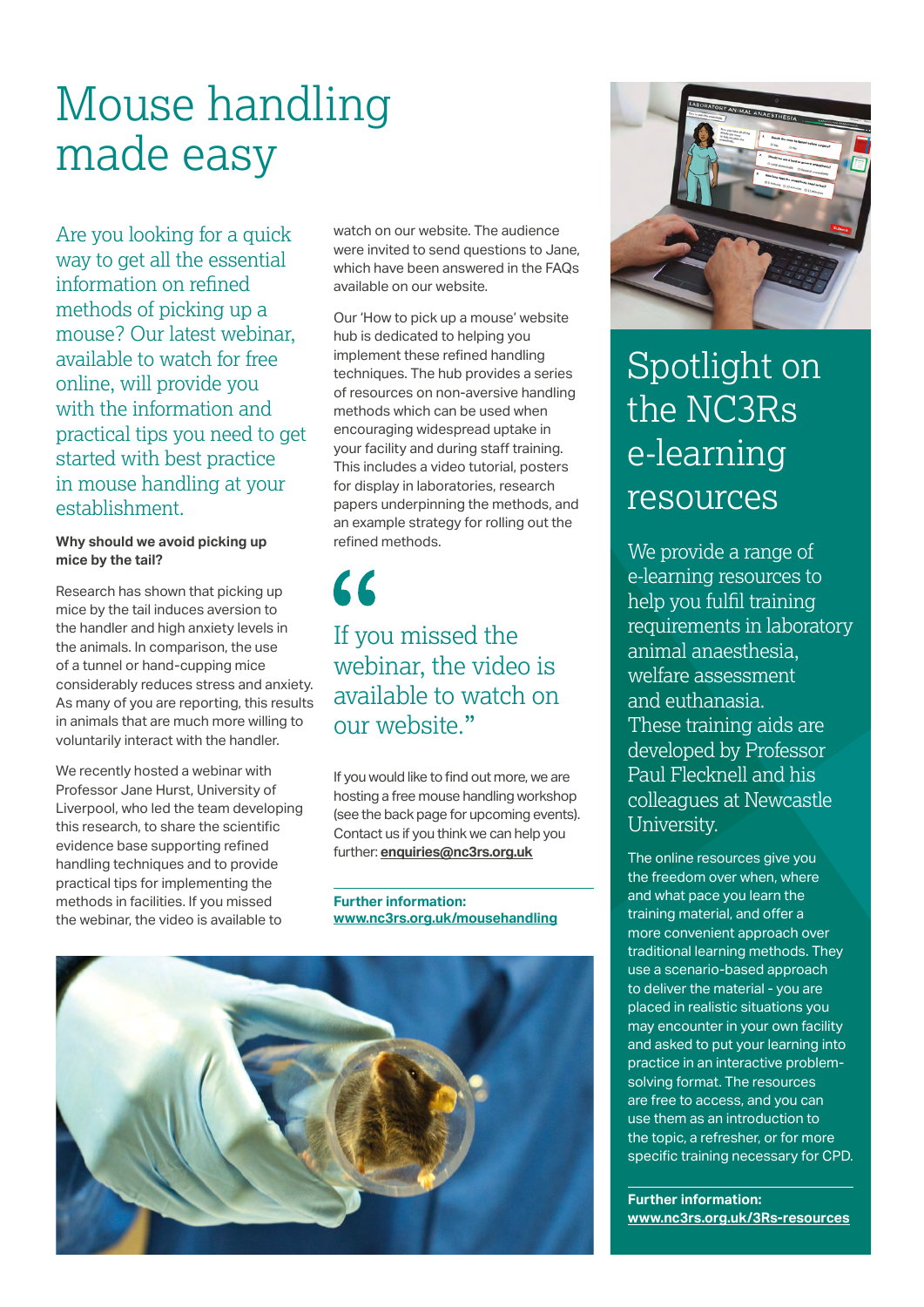# Mouse handling made easy

Are you looking for a quick way to get all the essential information on refined methods of picking up a mouse? Our latest webinar, available to watch for free online, will provide you with the information and practical tips you need to get started with best practice in mouse handling at your establishment.

**Why should we avoid picking up mice by the tail?**

Research has shown that picking up mice by the tail induces aversion to the handler and high anxiety levels in the animals. In comparison, the use of a tunnel or hand-cupping mice considerably reduces stress and anxiety. As many of you are reporting, this results in animals that are much more willing to voluntarily interact with the handler.

We recently hosted a webinar with Professor Jane Hurst, University of Liverpool, who led the team developing this research, to share the scientific evidence base supporting refined handling techniques and to provide practical tips for implementing the methods in facilities. If you missed the webinar, the video is available to watch on our website. The audience were invited to send questions to Jane, which have been answered in the FAQs available on our website.

Our 'How to pick up a mouse' website hub is dedicated to helping you implement these refined handling techniques. The hub provides a series of resources on non-aversive handling methods which can be used when encouraging widespread uptake in your facility and during staff training. This includes a video tutorial, posters for display in laboratories, research papers underpinning the methods, and an example strategy for rolling out the refined methods.

> "If you missed the webinar, the video is available to watch on our website."

If you would like to find out more, we are hosting a free mouse handling workshop (see the back page for upcoming events). Contact us if you think we can help you further: **enquiries@nc3rs.org.uk**

**Further information:**
**www.nc3rs.org.uk/mousehandling**

# Spotlight on the NC3Rs e-learning resources

We provide a range of e-learning resources to help you fulfil training requirements in laboratory animal anaesthesia, welfare assessment and euthanasia. These training aids are developed by Professor Paul Flecknell and his colleagues at Newcastle University.

The online resources give you the freedom over when, where and what pace you learn the training material, and offer a more convenient approach over traditional learning methods. They use a scenario-based approach to deliver the material - you are placed in realistic situations you may encounter in your own facility and asked to put your learning into practice in an interactive problem-solving format. The resources are free to access, and you can use them as an introduction to the topic, a refresher, or for more specific training necessary for CPD.

**Further information:**
**www.nc3rs.org.uk/3Rs-resources**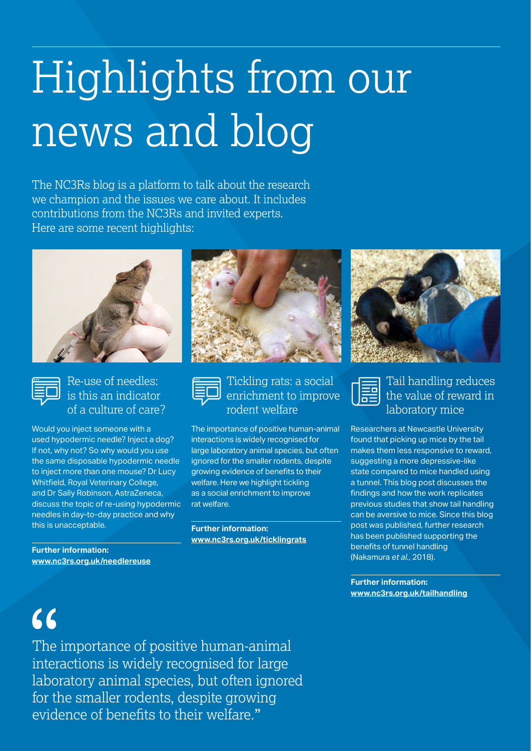# Highlights from our news and blog

The NC3Rs blog is a platform to talk about the research we champion and the issues we care about. It includes contributions from the NC3Rs and invited experts. Here are some recent highlights:

### Re-use of needles: is this an indicator of a culture of care?

Would you inject someone with a used hypodermic needle? Inject a dog? If not, why not? So why would you use the same disposable hypodermic needle to inject more than one mouse? Dr Lucy Whitfield, Royal Veterinary College, and Dr Sally Robinson, AstraZeneca, discuss the topic of re-using hypodermic needles in day-to-day practice and why this is unacceptable.

**Further information:**
**www.nc3rs.org.uk/needlereuse**

### Tickling rats: a social enrichment to improve rodent welfare

The importance of positive human-animal interactions is widely recognised for large laboratory animal species, but often ignored for the smaller rodents, despite growing evidence of benefits to their welfare. Here we highlight tickling as a social enrichment to improve rat welfare.

**Further information:**
**www.nc3rs.org.uk/ticklingrats**

### Tail handling reduces the value of reward in laboratory mice

Researchers at Newcastle University found that picking up mice by the tail makes them less responsive to reward, suggesting a more depressive-like state compared to mice handled using a tunnel. This blog post discusses the findings and how the work replicates previous studies that show tail handling can be aversive to mice. Since this blog post was published, further research has been published supporting the benefits of tunnel handling (Nakamura *et al.*, 2018).

**Further information:**
**www.nc3rs.org.uk/tailhandling**

> "The importance of positive human-animal interactions is widely recognised for large laboratory animal species, but often ignored for the smaller rodents, despite growing evidence of benefits to their welfare."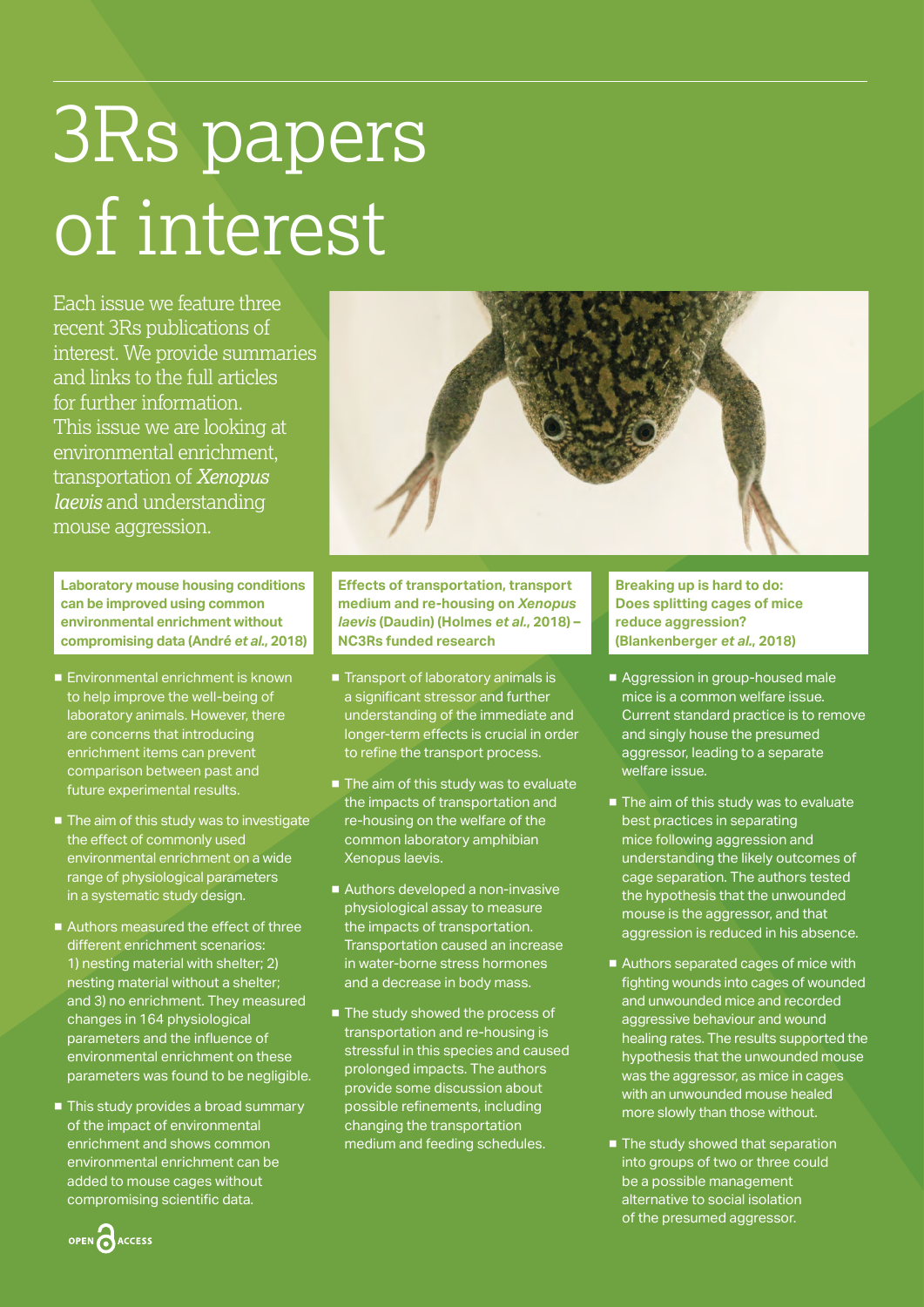# 3Rs papers of interest

Each issue we feature three recent 3Rs publications of interest. We provide summaries and links to the full articles for further information. This issue we are looking at environmental enrichment, transportation of *Xenopus laevis* and understanding mouse aggression.

### Laboratory mouse housing conditions can be improved using common environmental enrichment without compromising data (André *et al.*, 2018)

- Environmental enrichment is known to help improve the well-being of laboratory animals. However, there are concerns that introducing enrichment items can prevent comparison between past and future experimental results.
- The aim of this study was to investigate the effect of commonly used environmental enrichment on a wide range of physiological parameters in a systematic study design.
- Authors measured the effect of three different enrichment scenarios: 1) nesting material with shelter; 2) nesting material without a shelter; and 3) no enrichment. They measured changes in 164 physiological parameters and the influence of environmental enrichment on these parameters was found to be negligible.
- This study provides a broad summary of the impact of environmental enrichment and shows common environmental enrichment can be added to mouse cages without compromising scientific data.

### Effects of transportation, transport medium and re-housing on *Xenopus laevis* (Daudin) (Holmes *et al.*, 2018) – NC3Rs funded research

- Transport of laboratory animals is a significant stressor and further understanding of the immediate and longer-term effects is crucial in order to refine the transport process.
- The aim of this study was to evaluate the impacts of transportation and re-housing on the welfare of the common laboratory amphibian Xenopus laevis.
- Authors developed a non-invasive physiological assay to measure the impacts of transportation. Transportation caused an increase in water-borne stress hormones and a decrease in body mass.
- The study showed the process of transportation and re-housing is stressful in this species and caused prolonged impacts. The authors provide some discussion about possible refinements, including changing the transportation medium and feeding schedules.

### Breaking up is hard to do: Does splitting cages of mice reduce aggression? (Blankenberger *et al.*, 2018)

- Aggression in group-housed male mice is a common welfare issue. Current standard practice is to remove and singly house the presumed aggressor, leading to a separate welfare issue.
- The aim of this study was to evaluate best practices in separating mice following aggression and understanding the likely outcomes of cage separation. The authors tested the hypothesis that the unwounded mouse is the aggressor, and that aggression is reduced in his absence.
- Authors separated cages of mice with fighting wounds into cages of wounded and unwounded mice and recorded aggressive behaviour and wound healing rates. The results supported the hypothesis that the unwounded mouse was the aggressor, as mice in cages with an unwounded mouse healed more slowly than those without.
- The study showed that separation into groups of two or three could be a possible management alternative to social isolation of the presumed aggressor.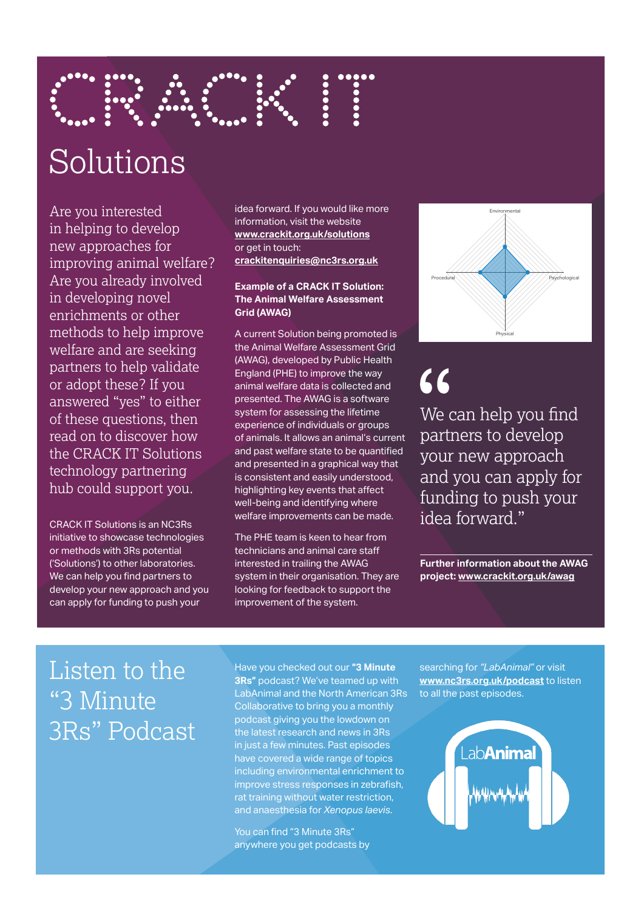# CRACK IT

## Solutions

Are you interested in helping to develop new approaches for improving animal welfare? Are you already involved in developing novel enrichments or other methods to help improve welfare and are seeking partners to help validate or adopt these? If you answered "yes" to either of these questions, then read on to discover how the CRACK IT Solutions technology partnering hub could support you.

CRACK IT Solutions is an NC3Rs initiative to showcase technologies or methods with 3Rs potential ('Solutions') to other laboratories. We can help you find partners to develop your new approach and you can apply for funding to push your idea forward. If you would like more information, visit the website **www.crackit.org.uk/solutions** or get in touch: **crackitenquiries@nc3rs.org.uk**

**Example of a CRACK IT Solution: The Animal Welfare Assessment Grid (AWAG)**

A current Solution being promoted is the Animal Welfare Assessment Grid (AWAG), developed by Public Health England (PHE) to improve the way animal welfare data is collected and presented. The AWAG is a software system for assessing the lifetime experience of individuals or groups of animals. It allows an animal's current and past welfare state to be quantified and presented in a graphical way that is consistent and easily understood, highlighting key events that affect well-being and identifying where welfare improvements can be made.

The PHE team is keen to hear from technicians and animal care staff interested in trailing the AWAG system in their organisation. They are looking for feedback to support the improvement of the system.

> "We can help you find partners to develop your new approach and you can apply for funding to push your idea forward."

**Further information about the AWAG project: www.crackit.org.uk/awag**

## Listen to the "3 Minute 3Rs" Podcast

Have you checked out our **"3 Minute 3Rs"** podcast? We've teamed up with LabAnimal and the North American 3Rs Collaborative to bring you a monthly podcast giving you the lowdown on the latest research and news in 3Rs in just a few minutes. Past episodes have covered a wide range of topics including environmental enrichment to improve stress responses in zebrafish, rat training without water restriction, and anaesthesia for *Xenopus laevis*.

You can find "3 Minute 3Rs" anywhere you get podcasts by searching for *"LabAnimal"* or visit **www.nc3rs.org.uk/podcast** to listen to all the past episodes.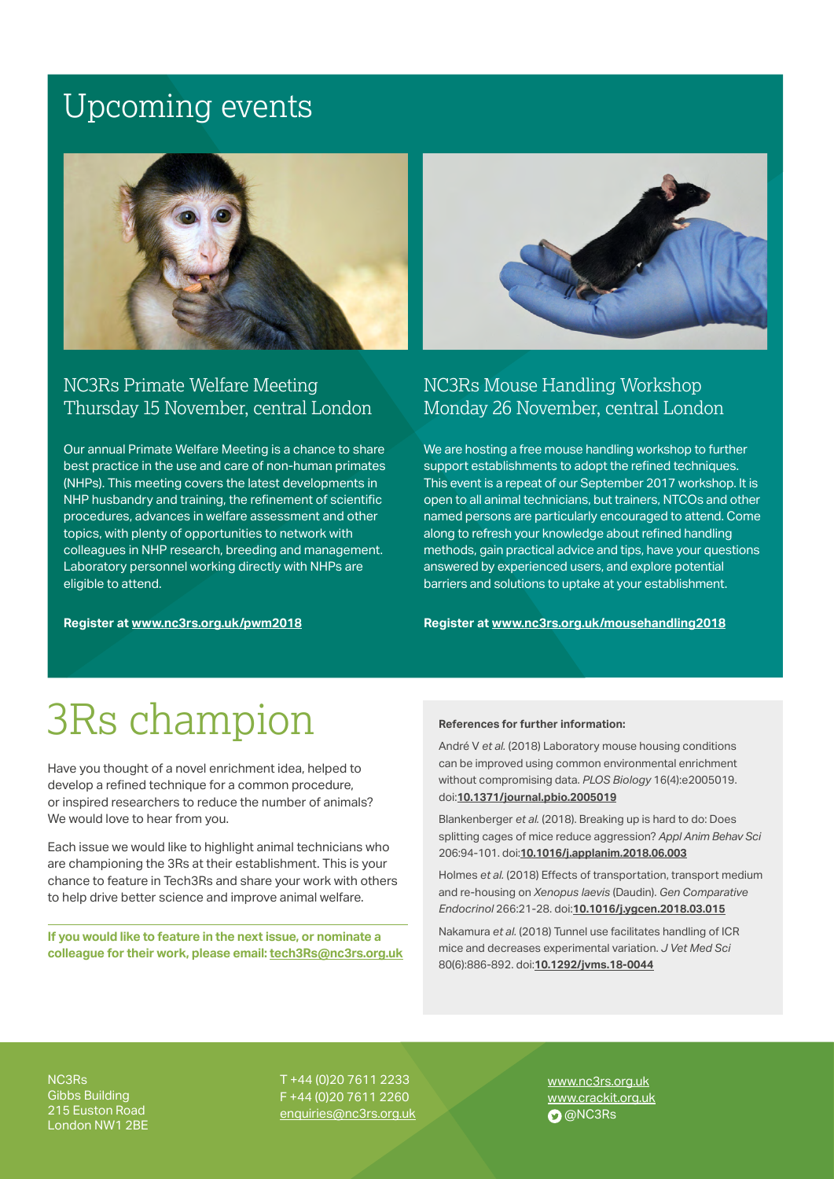# Upcoming events

## NC3Rs Primate Welfare Meeting
## Thursday 15 November, central London

Our annual Primate Welfare Meeting is a chance to share best practice in the use and care of non-human primates (NHPs). This meeting covers the latest developments in NHP husbandry and training, the refinement of scientific procedures, advances in welfare assessment and other topics, with plenty of opportunities to network with colleagues in NHP research, breeding and management. Laboratory personnel working directly with NHPs are eligible to attend.

**Register at www.nc3rs.org.uk/pwm2018**

## NC3Rs Mouse Handling Workshop
## Monday 26 November, central London

We are hosting a free mouse handling workshop to further support establishments to adopt the refined techniques. This event is a repeat of our September 2017 workshop. It is open to all animal technicians, but trainers, NTCOs and other named persons are particularly encouraged to attend. Come along to refresh your knowledge about refined handling methods, gain practical advice and tips, have your questions answered by experienced users, and explore potential barriers and solutions to uptake at your establishment.

**Register at www.nc3rs.org.uk/mousehandling2018**

# 3Rs champion

Have you thought of a novel enrichment idea, helped to develop a refined technique for a common procedure, or inspired researchers to reduce the number of animals? We would love to hear from you.

Each issue we would like to highlight animal technicians who are championing the 3Rs at their establishment. This is your chance to feature in Tech3Rs and share your work with others to help drive better science and improve animal welfare.

**If you would like to feature in the next issue, or nominate a colleague for their work, please email: tech3Rs@nc3rs.org.uk**

**References for further information:**

André V *et al.* (2018) Laboratory mouse housing conditions can be improved using common environmental enrichment without compromising data. *PLOS Biology* 16(4):e2005019. doi:**10.1371/journal.pbio.2005019**

Blankenberger *et al.* (2018). Breaking up is hard to do: Does splitting cages of mice reduce aggression? *Appl Anim Behav Sci* 206:94-101. doi:**10.1016/j.applanim.2018.06.003**

Holmes *et al.* (2018) Effects of transportation, transport medium and re-housing on *Xenopus laevis* (Daudin). *Gen Comparative Endocrinol* 266:21-28. doi:**10.1016/j.ygcen.2018.03.015**

Nakamura *et al.* (2018) Tunnel use facilitates handling of ICR mice and decreases experimental variation. *J Vet Med Sci* 80(6):886-892. doi:**10.1292/jvms.18-0044**

NC3Rs
Gibbs Building
215 Euston Road
London NW1 2BE

T +44 (0)20 7611 2233
F +44 (0)20 7611 2260
enquiries@nc3rs.org.uk

www.nc3rs.org.uk
www.crackit.org.uk
@NC3Rs